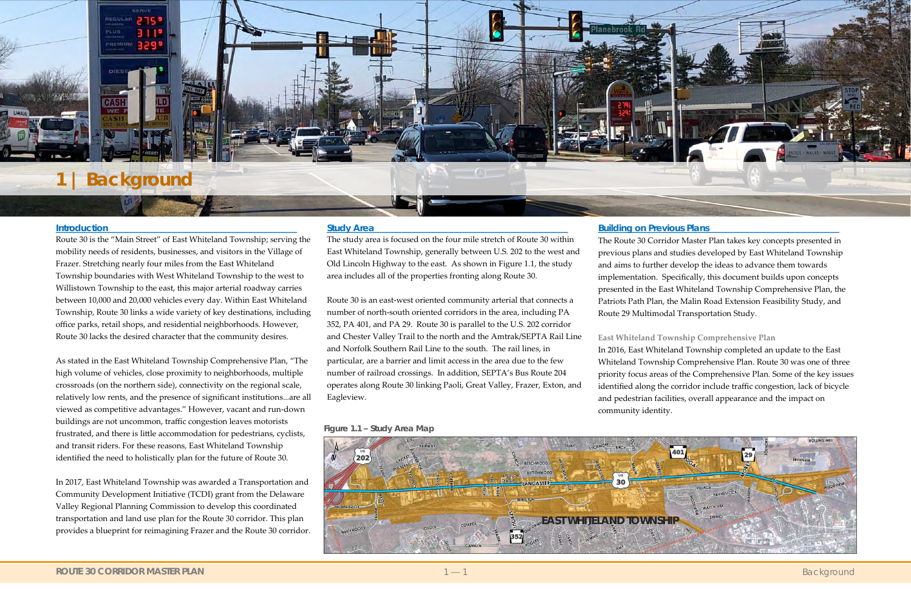# 1 | Background

## Introduction

Route 30 is the "Main Street" of East Whiteland Township; serving the mobility needs of residents, businesses, and visitors in the Village of Frazer. Stretching nearly four miles from the East Whiteland Township boundaries with West Whiteland Township to the west to Willistown Township to the east, this major arterial roadway carries between 10,000 and 20,000 vehicles every day. Within East Whiteland Township, Route 30 links a wide variety of key destinations, including office parks, retail shops, and residential neighborhoods. However, Route 30 lacks the desired character that the community desires.

As stated in the East Whiteland Township Comprehensive Plan, "The high volume of vehicles, close proximity to neighborhoods, multiple crossroads (on the northern side), connectivity on the regional scale, relatively low rents, and the presence of significant institutions...are all viewed as competitive advantages." However, vacant and run-down buildings are not uncommon, traffic congestion leaves motorists frustrated, and there is little accommodation for pedestrians, cyclists, and transit riders. For these reasons, East Whiteland Township identified the need to holistically plan for the future of Route 30.

In 2017, East Whiteland Township was awarded a Transportation and Community Development Initiative (TCDI) grant from the Delaware Valley Regional Planning Commission to develop this coordinated transportation and land use plan for the Route 30 corridor. This plan provides a blueprint for reimagining Frazer and the Route 30 corridor.

## Study Area

The study area is focused on the four mile stretch of Route 30 within East Whiteland Township, generally between U.S. 202 to the west and Old Lincoln Highway to the east. As shown in Figure 1.1, the study area includes all of the properties fronting along Route 30.

Route 30 is an east-west oriented community arterial that connects a number of north-south oriented corridors in the area, including PA 352, PA 401, and PA 29. Route 30 is parallel to the U.S. 202 corridor and Chester Valley Trail to the north and the Amtrak/SEPTA Rail Line and Norfolk Southern Rail Line to the south. The rail lines, in particular, are a barrier and limit access in the area due to the few number of railroad crossings. In addition, SEPTA's Bus Route 204 operates along Route 30 linking Paoli, Great Valley, Frazer, Exton, and Eagleview.

**Figure 1.1 – Study Area Map**

## Building on Previous Plans

The Route 30 Corridor Master Plan takes key concepts presented in previous plans and studies developed by East Whiteland Township and aims to further develop the ideas to advance them towards implementation. Specifically, this document builds upon concepts presented in the East Whiteland Township Comprehensive Plan, the Patriots Path Plan, the Malin Road Extension Feasibility Study, and Route 29 Multimodal Transportation Study.

### East Whiteland Township Comprehensive Plan

In 2016, East Whiteland Township completed an update to the East Whiteland Township Comprehensive Plan. Route 30 was one of three priority focus areas of the Comprehensive Plan. Some of the key issues identified along the corridor include traffic congestion, lack of bicycle and pedestrian facilities, overall appearance and the impact on community identity.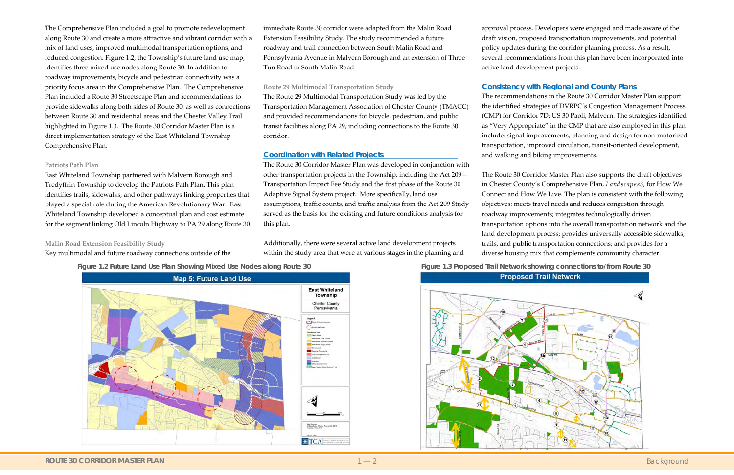The Comprehensive Plan included a goal to promote redevelopment along Route 30 and create a more attractive and vibrant corridor with a mix of land uses, improved multimodal transportation options, and reduced congestion. Figure 1.2, the Township's future land use map, identifies three mixed use nodes along Route 30. In addition to roadway improvements, bicycle and pedestrian connectivity was a priority focus area in the Comprehensive Plan. The Comprehensive Plan included a Route 30 Streetscape Plan and recommendations to provide sidewalks along both sides of Route 30, as well as connections between Route 30 and residential areas and the Chester Valley Trail highlighted in Figure 1.3. The Route 30 Corridor Master Plan is a direct implementation strategy of the East Whiteland Township Comprehensive Plan.

### Patriots Path Plan

East Whiteland Township partnered with Malvern Borough and Tredyffrin Township to develop the Patriots Path Plan. This plan identifies trails, sidewalks, and other pathways linking properties that played a special role during the American Revolutionary War. East Whiteland Township developed a conceptual plan and cost estimate for the segment linking Old Lincoln Highway to PA 29 along Route 30.

### Malin Road Extension Feasibility Study

Key multimodal and future roadway connections outside of the immediate Route 30 corridor were adapted from the Malin Road Extension Feasibility Study. The study recommended a future roadway and trail connection between South Malin Road and Pennsylvania Avenue in Malvern Borough and an extension of Three Tun Road to South Malin Road.

### Route 29 Multimodal Transportation Study

The Route 29 Multimodal Transportation Study was led by the Transportation Management Association of Chester County (TMACC) and provided recommendations for bicycle, pedestrian, and public transit facilities along PA 29, including connections to the Route 30 corridor.

## Coordination with Related Projects

The Route 30 Corridor Master Plan was developed in conjunction with other transportation projects in the Township, including the Act 209—Transportation Impact Fee Study and the first phase of the Route 30 Adaptive Signal System project. More specifically, land use assumptions, traffic counts, and traffic analysis from the Act 209 Study served as the basis for the existing and future conditions analysis for this plan.

Additionally, there were several active land development projects within the study area that were at various stages in the planning and approval process. Developers were engaged and made aware of the draft vision, proposed transportation improvements, and potential policy updates during the corridor planning process. As a result, several recommendations from this plan have been incorporated into active land development projects.

## Consistency with Regional and County Plans

The recommendations in the Route 30 Corridor Master Plan support the identified strategies of DVRPC's Congestion Management Process (CMP) for Corridor 7D: US 30 Paoli, Malvern. The strategies identified as "Very Appropriate" in the CMP that are also employed in this plan include: signal improvements, planning and design for non-motorized transportation, improved circulation, transit-oriented development, and walking and biking improvements.

The Route 30 Corridor Master Plan also supports the draft objectives in Chester County's Comprehensive Plan, *Landscapes3*, for How We Connect and How We Live. The plan is consistent with the following objectives: meets travel needs and reduces congestion through roadway improvements; integrates technologically driven transportation options into the overall transportation network and the land development process; provides universally accessible sidewalks, trails, and public transportation connections; and provides for a diverse housing mix that complements community character.

**Figure 1.2 Future Land Use Plan Showing Mixed Use Nodes along Route 30**

Map 5: Future Land Use

East Whiteland Township
Chester County Pennsylvania

**Figure 1.3 Proposed Trail Network showing connections to/from Route 30**

Proposed Trail Network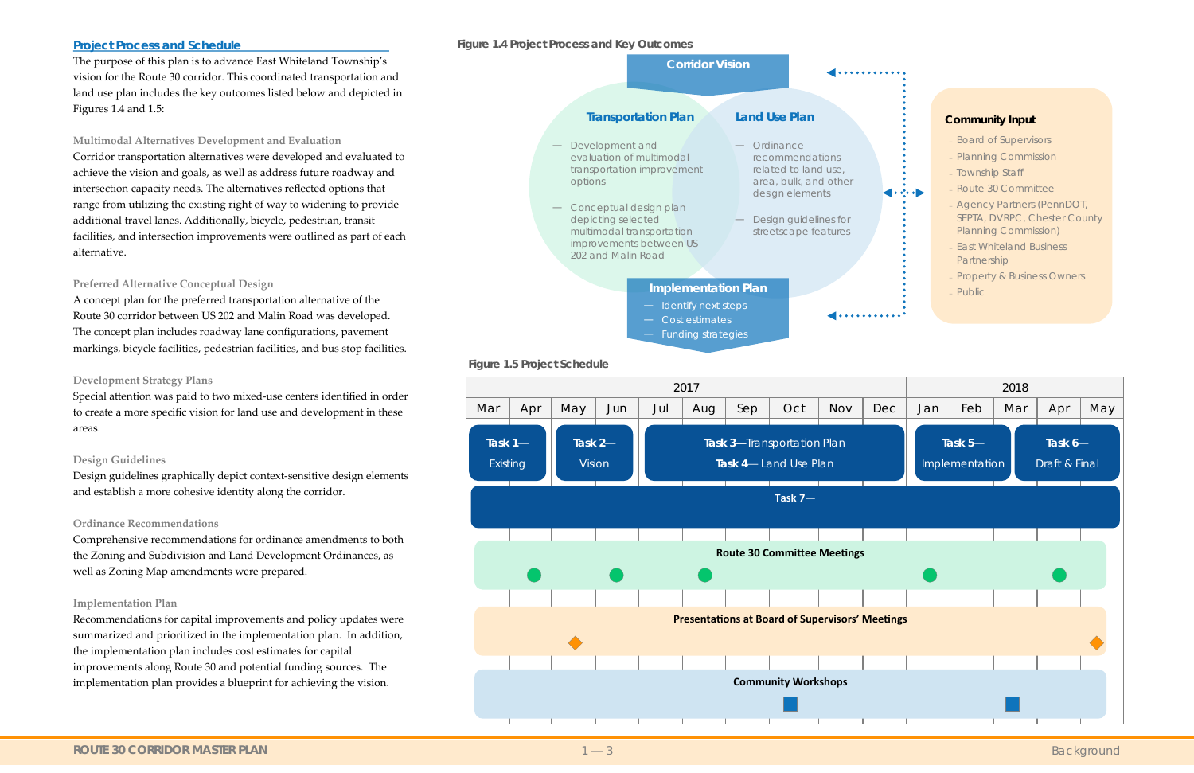## Project Process and Schedule

The purpose of this plan is to advance East Whiteland Township's vision for the Route 30 corridor. This coordinated transportation and land use plan includes the key outcomes listed below and depicted in Figures 1.4 and 1.5:

### Multimodal Alternatives Development and Evaluation

Corridor transportation alternatives were developed and evaluated to achieve the vision and goals, as well as address future roadway and intersection capacity needs. The alternatives reflected options that range from utilizing the existing right of way to widening to provide additional travel lanes. Additionally, bicycle, pedestrian, transit facilities, and intersection improvements were outlined as part of each alternative.

### Preferred Alternative Conceptual Design

A concept plan for the preferred transportation alternative of the Route 30 corridor between US 202 and Malin Road was developed. The concept plan includes roadway lane configurations, pavement markings, bicycle facilities, pedestrian facilities, and bus stop facilities.

### Development Strategy Plans

Special attention was paid to two mixed-use centers identified in order to create a more specific vision for land use and development in these areas.

### Design Guidelines

Design guidelines graphically depict context-sensitive design elements and establish a more cohesive identity along the corridor.

### Ordinance Recommendations

Comprehensive recommendations for ordinance amendments to both the Zoning and Subdivision and Land Development Ordinances, as well as Zoning Map amendments were prepared.

### Implementation Plan

Recommendations for capital improvements and policy updates were summarized and prioritized in the implementation plan. In addition, the implementation plan includes cost estimates for capital improvements along Route 30 and potential funding sources. The implementation plan provides a blueprint for achieving the vision.

**Figure 1.4 Project Process and Key Outcomes**

Corridor Vision

Transportation Plan
- Development and evaluation of multimodal transportation improvement options
- Conceptual design plan depicting selected multimodal transportation improvements between US 202 and Malin Road

Land Use Plan
- Ordinance recommendations related to land use, area, bulk, and other design elements
- Design guidelines for streetscape features

Implementation Plan
- Identify next steps
- Cost estimates
- Funding strategies

Community Input
- Board of Supervisors
- Planning Commission
- Township Staff
- Route 30 Committee
- Agency Partners (PennDOT, SEPTA, DVRPC, Chester County Planning Commission)
- East Whiteland Business Partnership
- Property & Business Owners
- Public

**Figure 1.5 Project Schedule**

2017: Mar, Apr, May, Jun, Jul, Aug, Sep, Oct, Nov, Dec
2018: Jan, Feb, Mar, Apr, May

Task 1— Existing
Task 2— Vision
Task 3—Transportation Plan
Task 4— Land Use Plan
Task 5— Implementation
Task 6— Draft & Final
Task 7—

Route 30 Committee Meetings

Presentations at Board of Supervisors' Meetings

Community Workshops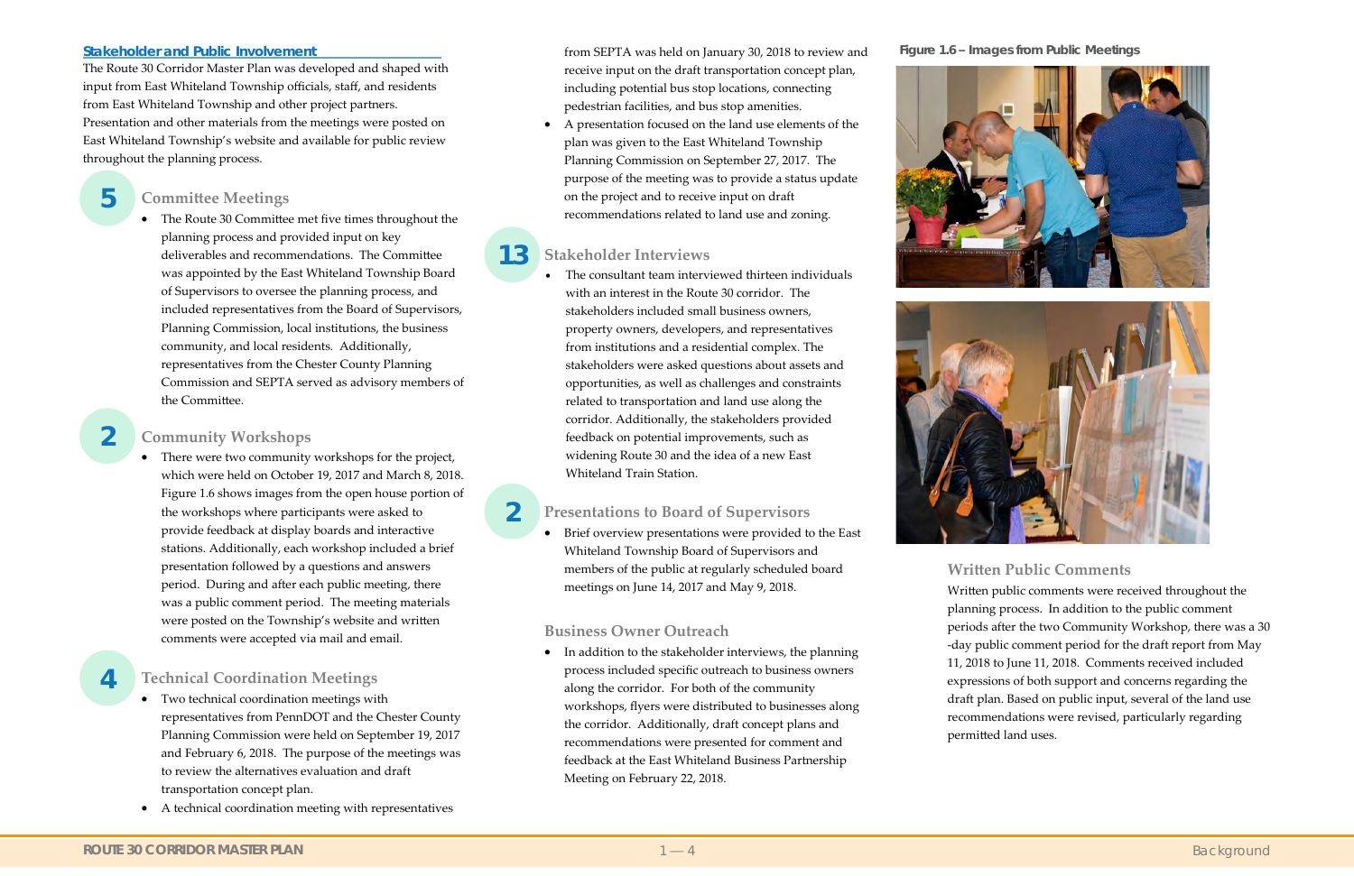## Stakeholder and Public Involvement

The Route 30 Corridor Master Plan was developed and shaped with input from East Whiteland Township officials, staff, and residents from East Whiteland Township and other project partners. Presentation and other materials from the meetings were posted on East Whiteland Township's website and available for public review throughout the planning process.

### 5 Committee Meetings

- The Route 30 Committee met five times throughout the planning process and provided input on key deliverables and recommendations. The Committee was appointed by the East Whiteland Township Board of Supervisors to oversee the planning process, and included representatives from the Board of Supervisors, Planning Commission, local institutions, the business community, and local residents. Additionally, representatives from the Chester County Planning Commission and SEPTA served as advisory members of the Committee.

### 2 Community Workshops

- There were two community workshops for the project, which were held on October 19, 2017 and March 8, 2018. Figure 1.6 shows images from the open house portion of the workshops where participants were asked to provide feedback at display boards and interactive stations. Additionally, each workshop included a brief presentation followed by a questions and answers period. During and after each public meeting, there was a public comment period. The meeting materials were posted on the Township's website and written comments were accepted via mail and email.

### 4 Technical Coordination Meetings

- Two technical coordination meetings with representatives from PennDOT and the Chester County Planning Commission were held on September 19, 2017 and February 6, 2018. The purpose of the meetings was to review the alternatives evaluation and draft transportation concept plan.
- A technical coordination meeting with representatives from SEPTA was held on January 30, 2018 to review and receive input on the draft transportation concept plan, including potential bus stop locations, connecting pedestrian facilities, and bus stop amenities.
- A presentation focused on the land use elements of the plan was given to the East Whiteland Township Planning Commission on September 27, 2017. The purpose of the meeting was to provide a status update on the project and to receive input on draft recommendations related to land use and zoning.

### 13 Stakeholder Interviews

- The consultant team interviewed thirteen individuals with an interest in the Route 30 corridor. The stakeholders included small business owners, property owners, developers, and representatives from institutions and a residential complex. The stakeholders were asked questions about assets and opportunities, as well as challenges and constraints related to transportation and land use along the corridor. Additionally, the stakeholders provided feedback on potential improvements, such as widening Route 30 and the idea of a new East Whiteland Train Station.

### 2 Presentations to Board of Supervisors

- Brief overview presentations were provided to the East Whiteland Township Board of Supervisors and members of the public at regularly scheduled board meetings on June 14, 2017 and May 9, 2018.

### Business Owner Outreach

- In addition to the stakeholder interviews, the planning process included specific outreach to business owners along the corridor. For both of the community workshops, flyers were distributed to businesses along the corridor. Additionally, draft concept plans and recommendations were presented for comment and feedback at the East Whiteland Business Partnership Meeting on February 22, 2018.

**Figure 1.6 – Images from Public Meetings**

### Written Public Comments

Written public comments were received throughout the planning process. In addition to the public comment periods after the two Community Workshop, there was a 30-day public comment period for the draft report from May 11, 2018 to June 11, 2018. Comments received included expressions of both support and concerns regarding the draft plan. Based on public input, several of the land use recommendations were revised, particularly regarding permitted land uses.